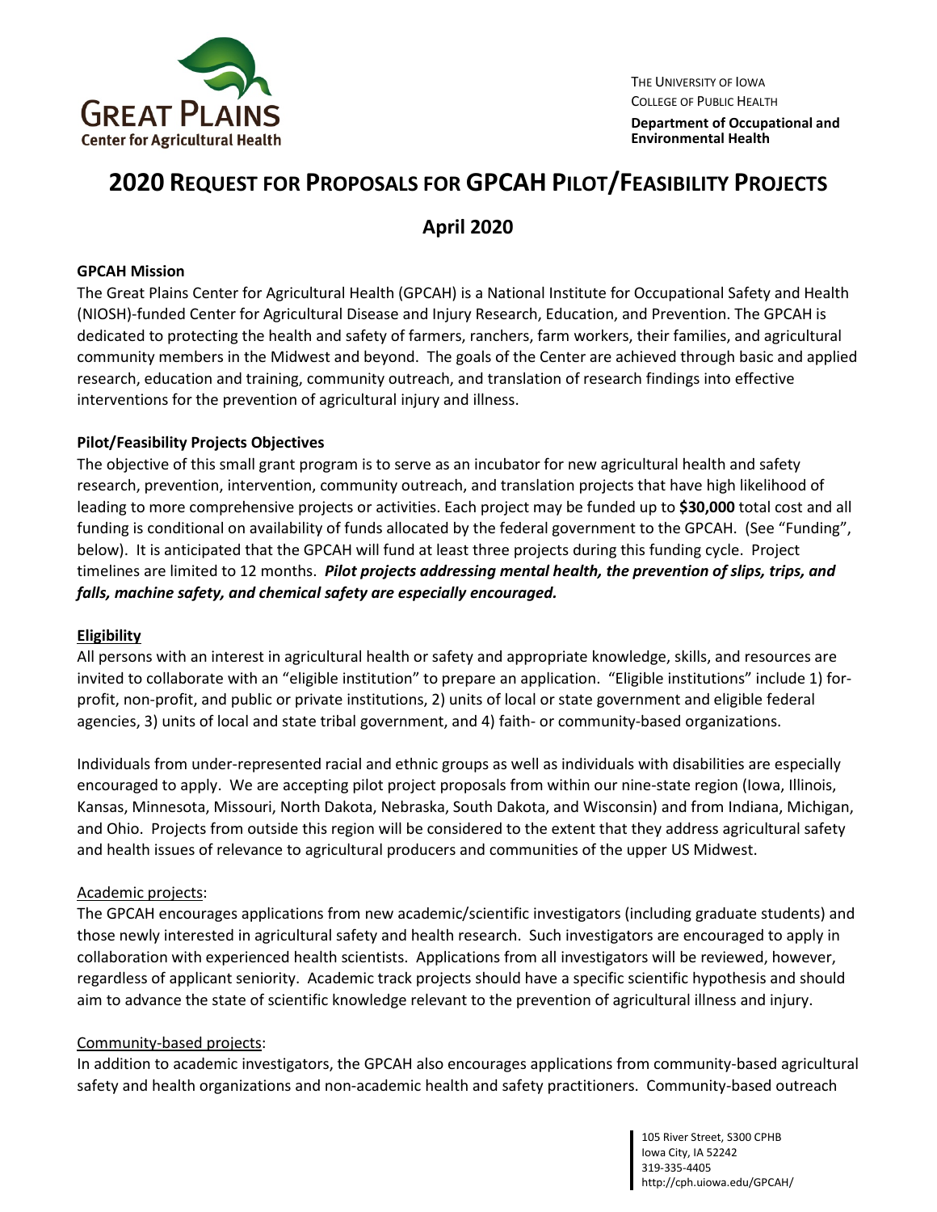THE UNIVERSITY OF IOWA
COLLEGE OF PUBLIC HEALTH
**Department of Occupational and Environmental Health**

# 2020 REQUEST FOR PROPOSALS FOR GPCAH PILOT/FEASIBILITY PROJECTS

## April 2020

**GPCAH Mission**

The Great Plains Center for Agricultural Health (GPCAH) is a National Institute for Occupational Safety and Health (NIOSH)-funded Center for Agricultural Disease and Injury Research, Education, and Prevention. The GPCAH is dedicated to protecting the health and safety of farmers, ranchers, farm workers, their families, and agricultural community members in the Midwest and beyond. The goals of the Center are achieved through basic and applied research, education and training, community outreach, and translation of research findings into effective interventions for the prevention of agricultural injury and illness.

**Pilot/Feasibility Projects Objectives**

The objective of this small grant program is to serve as an incubator for new agricultural health and safety research, prevention, intervention, community outreach, and translation projects that have high likelihood of leading to more comprehensive projects or activities. Each project may be funded up to **$30,000** total cost and all funding is conditional on availability of funds allocated by the federal government to the GPCAH. (See "Funding", below). It is anticipated that the GPCAH will fund at least three projects during this funding cycle. Project timelines are limited to 12 months. ***Pilot projects addressing mental health, the prevention of slips, trips, and falls, machine safety, and chemical safety are especially encouraged.***

**Eligibility**

All persons with an interest in agricultural health or safety and appropriate knowledge, skills, and resources are invited to collaborate with an "eligible institution" to prepare an application. "Eligible institutions" include 1) for-profit, non-profit, and public or private institutions, 2) units of local or state government and eligible federal agencies, 3) units of local and state tribal government, and 4) faith- or community-based organizations.

Individuals from under-represented racial and ethnic groups as well as individuals with disabilities are especially encouraged to apply. We are accepting pilot project proposals from within our nine-state region (Iowa, Illinois, Kansas, Minnesota, Missouri, North Dakota, Nebraska, South Dakota, and Wisconsin) and from Indiana, Michigan, and Ohio. Projects from outside this region will be considered to the extent that they address agricultural safety and health issues of relevance to agricultural producers and communities of the upper US Midwest.

Academic projects:

The GPCAH encourages applications from new academic/scientific investigators (including graduate students) and those newly interested in agricultural safety and health research. Such investigators are encouraged to apply in collaboration with experienced health scientists. Applications from all investigators will be reviewed, however, regardless of applicant seniority. Academic track projects should have a specific scientific hypothesis and should aim to advance the state of scientific knowledge relevant to the prevention of agricultural illness and injury.

Community-based projects:

In addition to academic investigators, the GPCAH also encourages applications from community-based agricultural safety and health organizations and non-academic health and safety practitioners. Community-based outreach

105 River Street, S300 CPHB
Iowa City, IA 52242
319-335-4405
http://cph.uiowa.edu/GPCAH/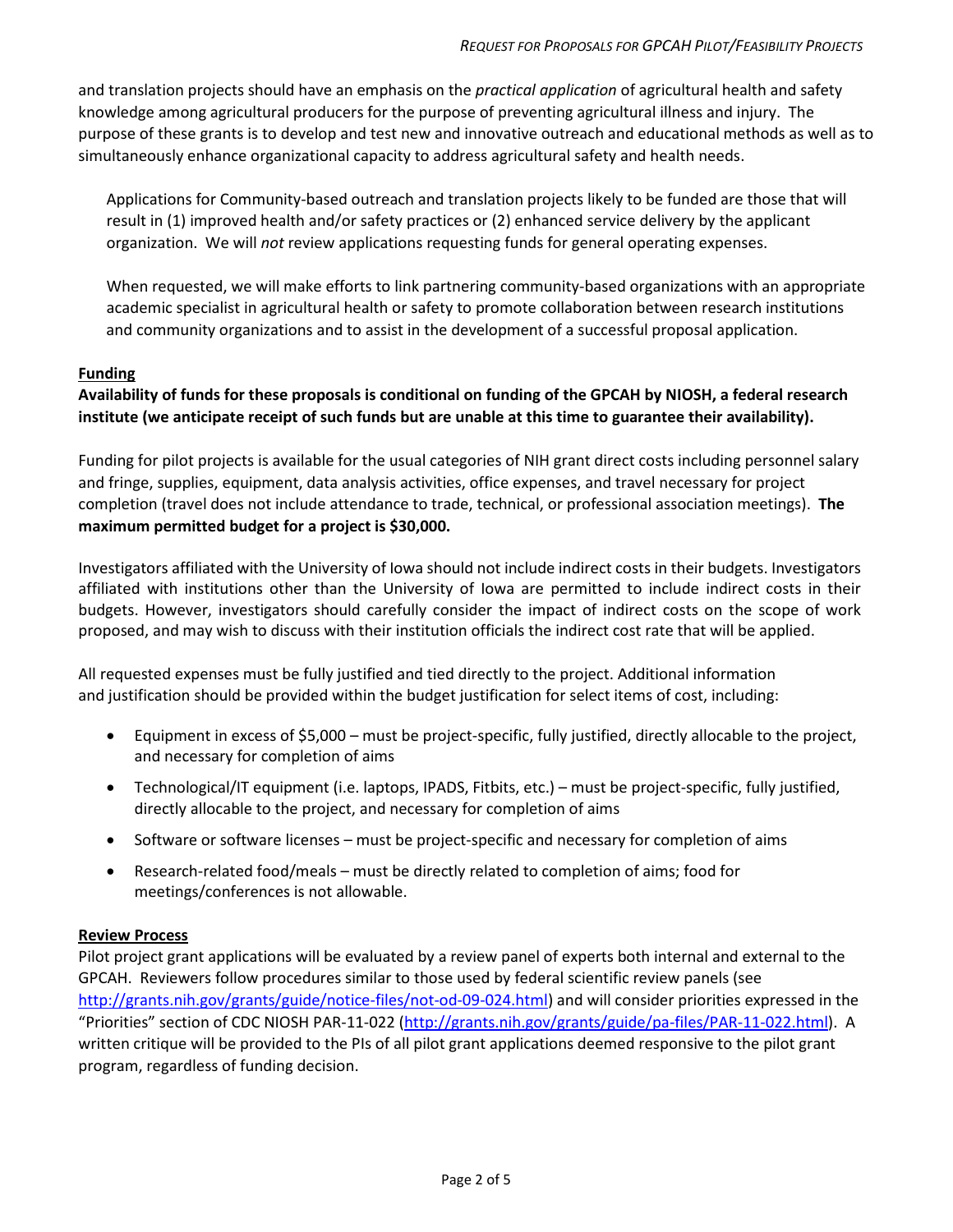and translation projects should have an emphasis on the *practical application* of agricultural health and safety knowledge among agricultural producers for the purpose of preventing agricultural illness and injury. The purpose of these grants is to develop and test new and innovative outreach and educational methods as well as to simultaneously enhance organizational capacity to address agricultural safety and health needs.

Applications for Community-based outreach and translation projects likely to be funded are those that will result in (1) improved health and/or safety practices or (2) enhanced service delivery by the applicant organization. We will *not* review applications requesting funds for general operating expenses.

When requested, we will make efforts to link partnering community-based organizations with an appropriate academic specialist in agricultural health or safety to promote collaboration between research institutions and community organizations and to assist in the development of a successful proposal application.

## Funding

**Availability of funds for these proposals is conditional on funding of the GPCAH by NIOSH, a federal research institute (we anticipate receipt of such funds but are unable at this time to guarantee their availability).**

Funding for pilot projects is available for the usual categories of NIH grant direct costs including personnel salary and fringe, supplies, equipment, data analysis activities, office expenses, and travel necessary for project completion (travel does not include attendance to trade, technical, or professional association meetings). **The maximum permitted budget for a project is $30,000.**

Investigators affiliated with the University of Iowa should not include indirect costs in their budgets. Investigators affiliated with institutions other than the University of Iowa are permitted to include indirect costs in their budgets. However, investigators should carefully consider the impact of indirect costs on the scope of work proposed, and may wish to discuss with their institution officials the indirect cost rate that will be applied.

All requested expenses must be fully justified and tied directly to the project. Additional information and justification should be provided within the budget justification for select items of cost, including:

- Equipment in excess of $5,000 – must be project-specific, fully justified, directly allocable to the project, and necessary for completion of aims
- Technological/IT equipment (i.e. laptops, IPADS, Fitbits, etc.) – must be project-specific, fully justified, directly allocable to the project, and necessary for completion of aims
- Software or software licenses – must be project-specific and necessary for completion of aims
- Research-related food/meals – must be directly related to completion of aims; food for meetings/conferences is not allowable.

## Review Process

Pilot project grant applications will be evaluated by a review panel of experts both internal and external to the GPCAH. Reviewers follow procedures similar to those used by federal scientific review panels (see http://grants.nih.gov/grants/guide/notice-files/not-od-09-024.html) and will consider priorities expressed in the "Priorities" section of CDC NIOSH PAR-11-022 (http://grants.nih.gov/grants/guide/pa-files/PAR-11-022.html). A written critique will be provided to the PIs of all pilot grant applications deemed responsive to the pilot grant program, regardless of funding decision.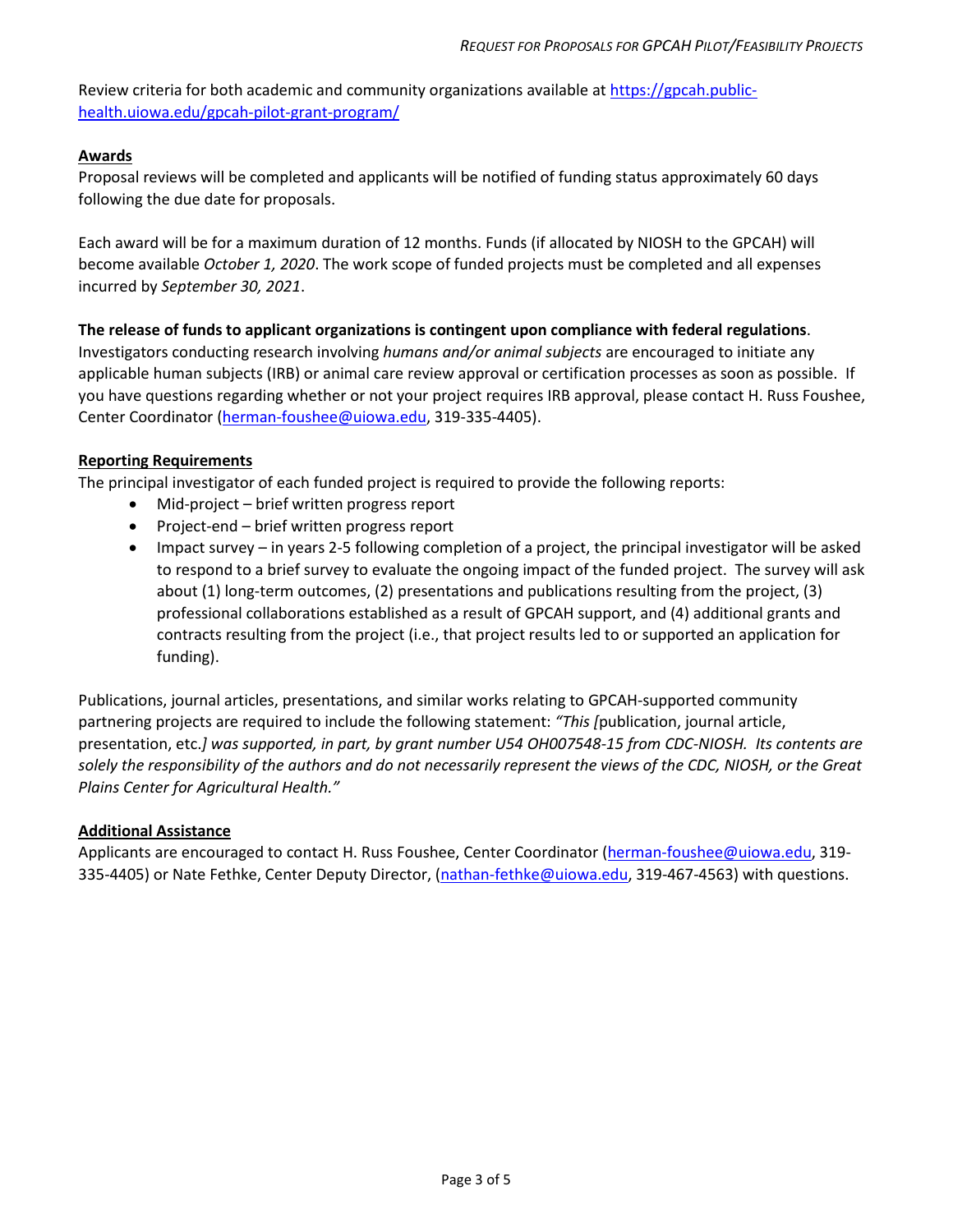Review criteria for both academic and community organizations available at [https://gpcah.public-health.uiowa.edu/gpcah-pilot-grant-program/](https://gpcah.public-health.uiowa.edu/gpcah-pilot-grant-program/)

## Awards

Proposal reviews will be completed and applicants will be notified of funding status approximately 60 days following the due date for proposals.

Each award will be for a maximum duration of 12 months. Funds (if allocated by NIOSH to the GPCAH) will become available *October 1, 2020*. The work scope of funded projects must be completed and all expenses incurred by *September 30, 2021*.

**The release of funds to applicant organizations is contingent upon compliance with federal regulations**. Investigators conducting research involving *humans and/or animal subjects* are encouraged to initiate any applicable human subjects (IRB) or animal care review approval or certification processes as soon as possible. If you have questions regarding whether or not your project requires IRB approval, please contact H. Russ Foushee, Center Coordinator ([herman-foushee@uiowa.edu](mailto:herman-foushee@uiowa.edu), 319-335-4405).

## Reporting Requirements

The principal investigator of each funded project is required to provide the following reports:

- Mid-project – brief written progress report
- Project-end – brief written progress report
- Impact survey – in years 2-5 following completion of a project, the principal investigator will be asked to respond to a brief survey to evaluate the ongoing impact of the funded project. The survey will ask about (1) long-term outcomes, (2) presentations and publications resulting from the project, (3) professional collaborations established as a result of GPCAH support, and (4) additional grants and contracts resulting from the project (i.e., that project results led to or supported an application for funding).

Publications, journal articles, presentations, and similar works relating to GPCAH-supported community partnering projects are required to include the following statement: *"This [*publication, journal article, presentation, etc.*] was supported, in part, by grant number U54 OH007548-15 from CDC-NIOSH. Its contents are solely the responsibility of the authors and do not necessarily represent the views of the CDC, NIOSH, or the Great Plains Center for Agricultural Health."*

## Additional Assistance

Applicants are encouraged to contact H. Russ Foushee, Center Coordinator ([herman-foushee@uiowa.edu](mailto:herman-foushee@uiowa.edu), 319-335-4405) or Nate Fethke, Center Deputy Director, ([nathan-fethke@uiowa.edu](mailto:nathan-fethke@uiowa.edu), 319-467-4563) with questions.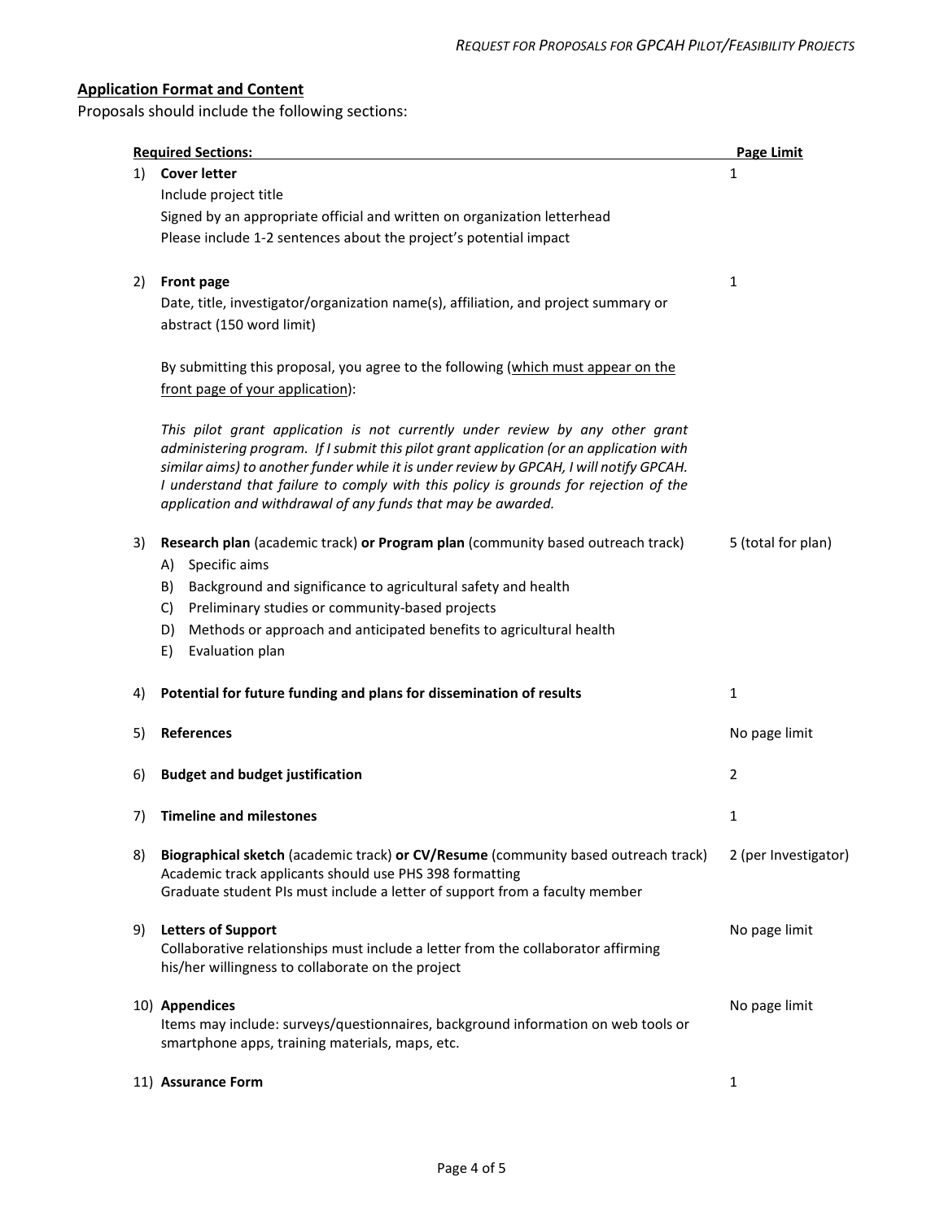## Application Format and Content

Proposals should include the following sections:

| Required Sections: | Page Limit |
|---|---|
| 1) **Cover letter**<br>Include project title<br>Signed by an appropriate official and written on organization letterhead<br>Please include 1-2 sentences about the project's potential impact | 1 |
| 2) **Front page**<br>Date, title, investigator/organization name(s), affiliation, and project summary or abstract (150 word limit)<br><br>By submitting this proposal, you agree to the following (which must appear on the front page of your application):<br><br>*This pilot grant application is not currently under review by any other grant administering program. If I submit this pilot grant application (or an application with similar aims) to another funder while it is under review by GPCAH, I will notify GPCAH. I understand that failure to comply with this policy is grounds for rejection of the application and withdrawal of any funds that may be awarded.* | 1 |
| 3) **Research plan** (academic track) **or Program plan** (community based outreach track)<br>A) Specific aims<br>B) Background and significance to agricultural safety and health<br>C) Preliminary studies or community-based projects<br>D) Methods or approach and anticipated benefits to agricultural health<br>E) Evaluation plan | 5 (total for plan) |
| 4) **Potential for future funding and plans for dissemination of results** | 1 |
| 5) **References** | No page limit |
| 6) **Budget and budget justification** | 2 |
| 7) **Timeline and milestones** | 1 |
| 8) **Biographical sketch** (academic track) **or CV/Resume** (community based outreach track)<br>Academic track applicants should use PHS 398 formatting<br>Graduate student PIs must include a letter of support from a faculty member | 2 (per Investigator) |
| 9) **Letters of Support**<br>Collaborative relationships must include a letter from the collaborator affirming his/her willingness to collaborate on the project | No page limit |
| 10) **Appendices**<br>Items may include: surveys/questionnaires, background information on web tools or smartphone apps, training materials, maps, etc. | No page limit |
| 11) **Assurance Form** | 1 |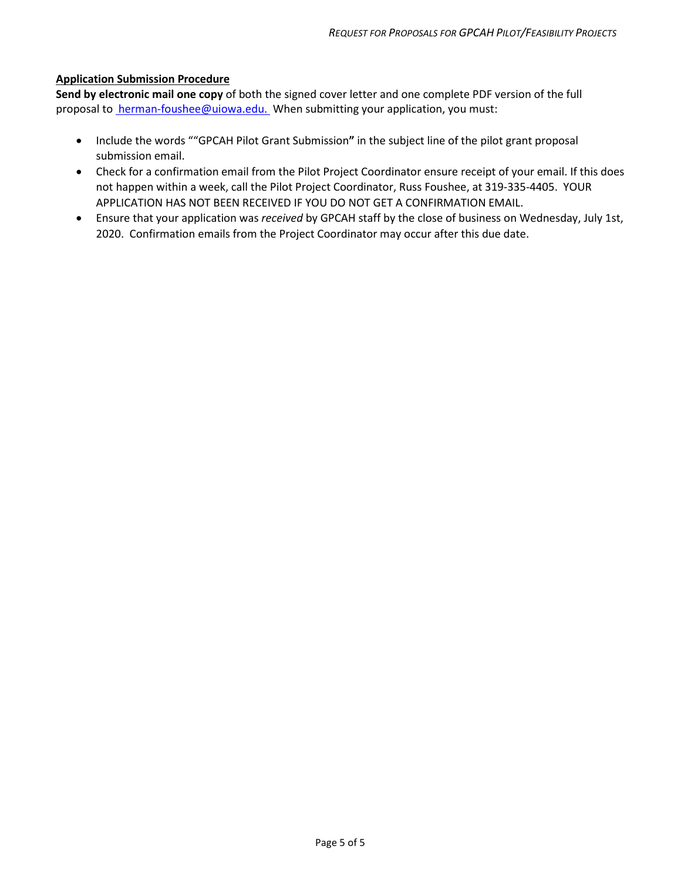**Application Submission Procedure**

**Send by electronic mail one copy** of both the signed cover letter and one complete PDF version of the full proposal to herman-foushee@uiowa.edu. When submitting your application, you must:

- Include the words ""GPCAH Pilot Grant Submission**"** in the subject line of the pilot grant proposal submission email.
- Check for a confirmation email from the Pilot Project Coordinator ensure receipt of your email. If this does not happen within a week, call the Pilot Project Coordinator, Russ Foushee, at 319-335-4405. YOUR APPLICATION HAS NOT BEEN RECEIVED IF YOU DO NOT GET A CONFIRMATION EMAIL.
- Ensure that your application was *received* by GPCAH staff by the close of business on Wednesday, July 1st, 2020. Confirmation emails from the Project Coordinator may occur after this due date.